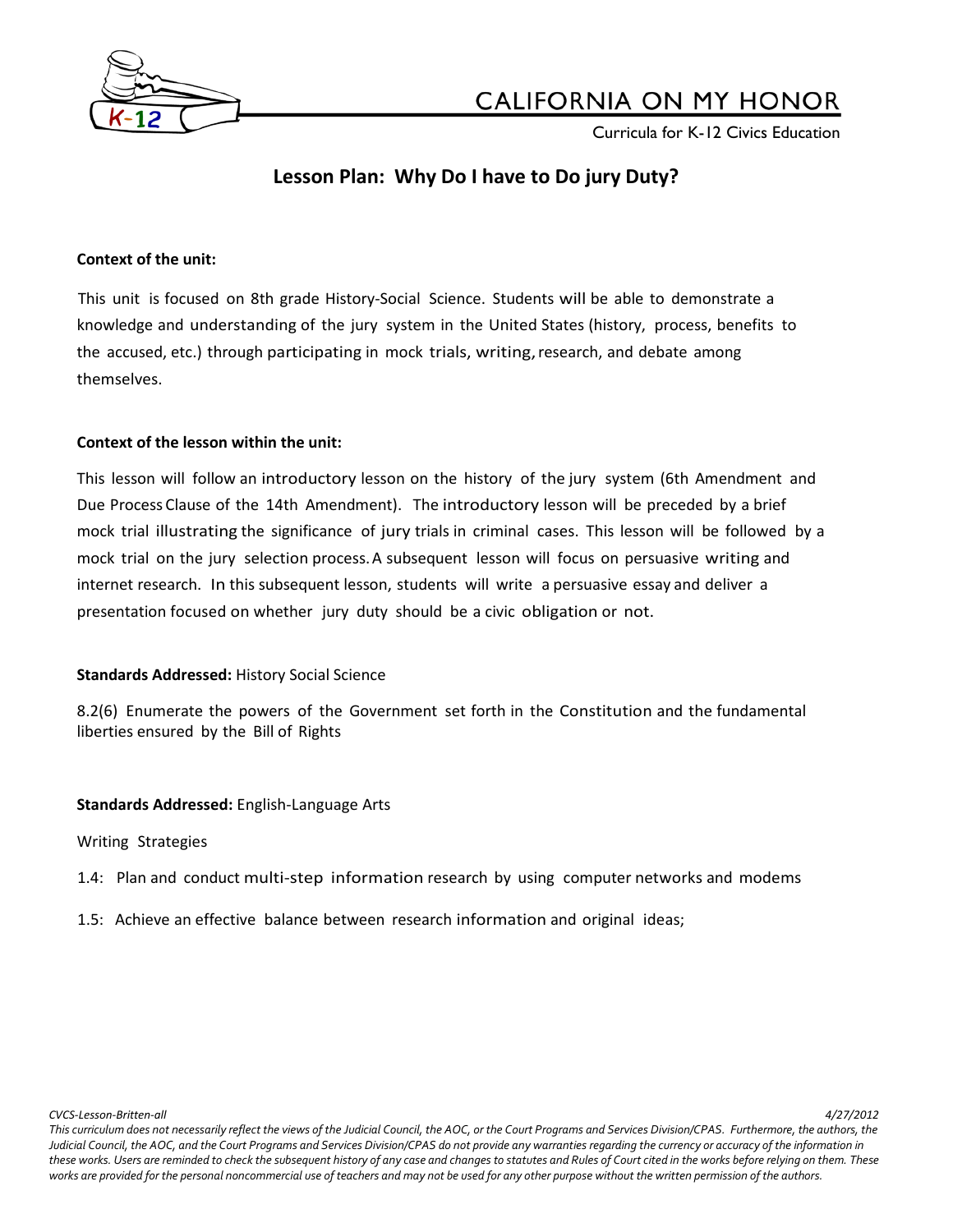# Lesson Plan: Why Do I have to Do jury Duty?

**Context of the unit:**

This unit is focused on 8th grade History-Social Science. Students will be able to demonstrate a knowledge and understanding of the jury system in the United States (history, process, benefits to the accused, etc.) through participating in mock trials, writing, research, and debate among themselves.

**Context of the lesson within the unit:**

This lesson will follow an introductory lesson on the history of the jury system (6th Amendment and Due Process Clause of the 14th Amendment). The introductory lesson will be preceded by a brief mock trial illustrating the significance of jury trials in criminal cases. This lesson will be followed by a mock trial on the jury selection process. A subsequent lesson will focus on persuasive writing and internet research. In this subsequent lesson, students will write a persuasive essay and deliver a presentation focused on whether jury duty should be a civic obligation or not.

**Standards Addressed:** History Social Science

8.2(6) Enumerate the powers of the Government set forth in the Constitution and the fundamental liberties ensured by the Bill of Rights

**Standards Addressed:** English-Language Arts

Writing Strategies

1.4: Plan and conduct multi-step information research by using computer networks and modems

1.5: Achieve an effective balance between research information and original ideas;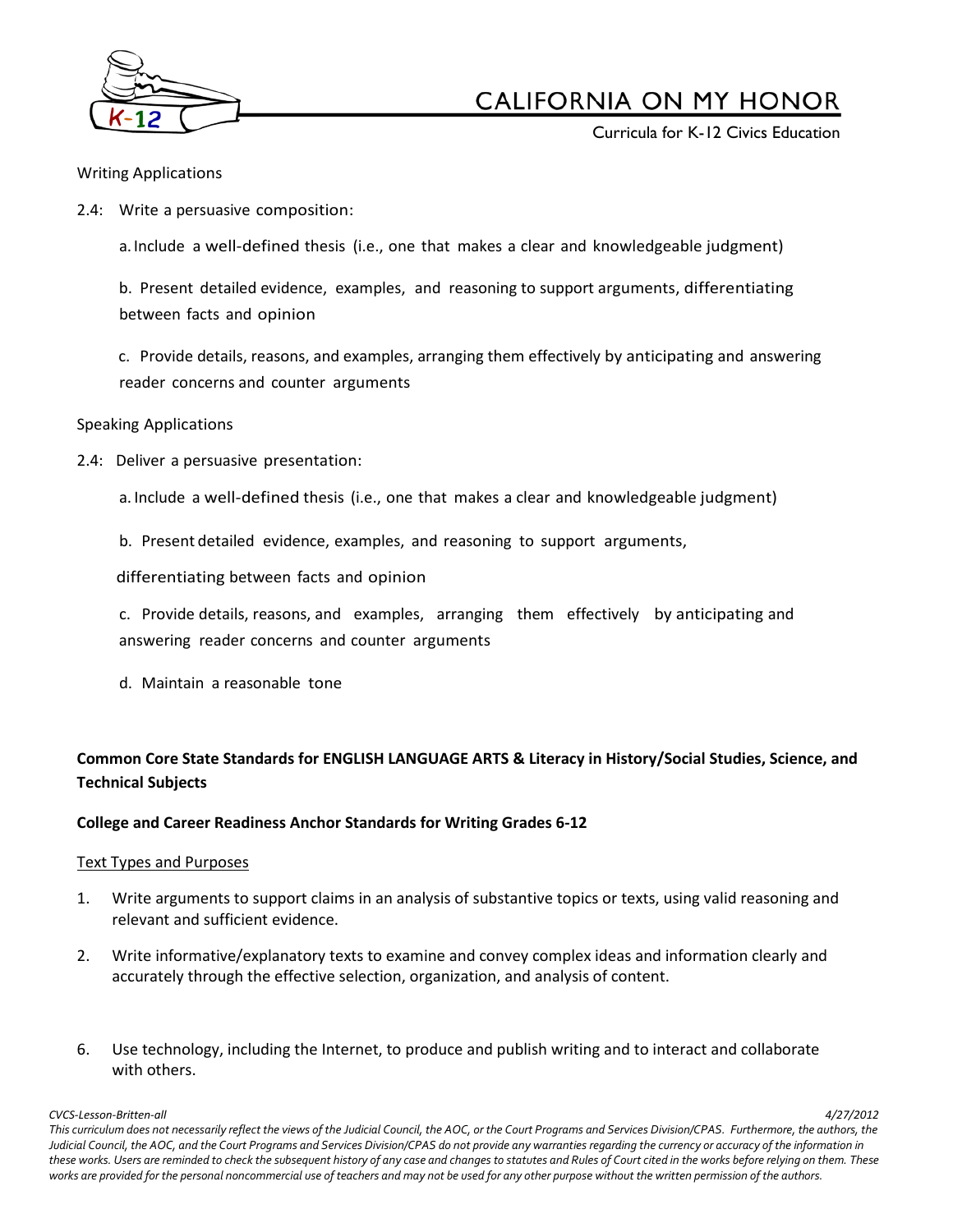Writing Applications

2.4: Write a persuasive composition:

a. Include a well-defined thesis (i.e., one that makes a clear and knowledgeable judgment)

b. Present detailed evidence, examples, and reasoning to support arguments, differentiating between facts and opinion

c. Provide details, reasons, and examples, arranging them effectively by anticipating and answering reader concerns and counter arguments

Speaking Applications

2.4: Deliver a persuasive presentation:

a. Include a well-defined thesis (i.e., one that makes a clear and knowledgeable judgment)

b. Present detailed evidence, examples, and reasoning to support arguments, differentiating between facts and opinion

c. Provide details, reasons, and examples, arranging them effectively by anticipating and answering reader concerns and counter arguments

d. Maintain a reasonable tone

**Common Core State Standards for ENGLISH LANGUAGE ARTS & Literacy in History/Social Studies, Science, and Technical Subjects**

**College and Career Readiness Anchor Standards for Writing Grades 6-12**

Text Types and Purposes

1. Write arguments to support claims in an analysis of substantive topics or texts, using valid reasoning and relevant and sufficient evidence.

2. Write informative/explanatory texts to examine and convey complex ideas and information clearly and accurately through the effective selection, organization, and analysis of content.

6. Use technology, including the Internet, to produce and publish writing and to interact and collaborate with others.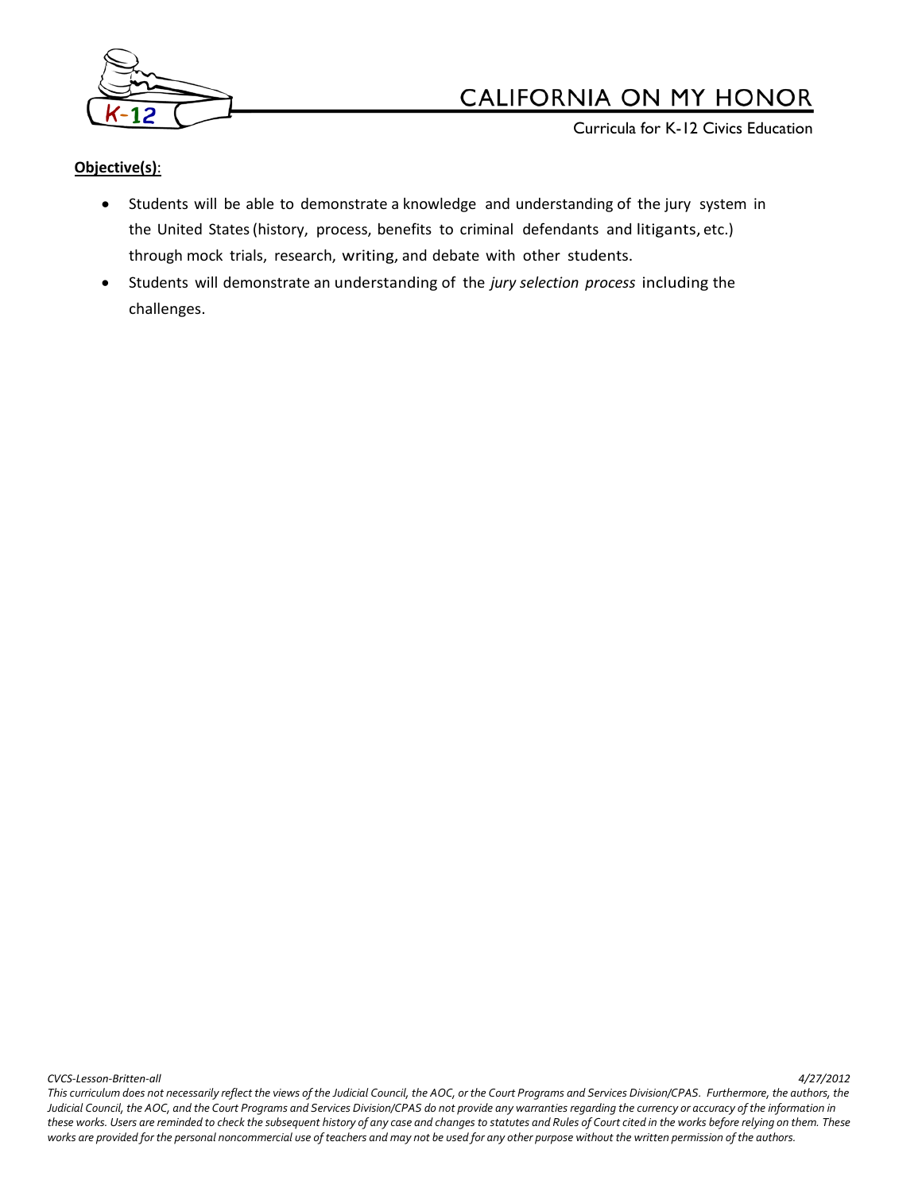**Objective(s)**:

- Students will be able to demonstrate a knowledge and understanding of the jury system in the United States (history, process, benefits to criminal defendants and litigants, etc.) through mock trials, research, writing, and debate with other students.
- Students will demonstrate an understanding of the *jury selection process* including the challenges.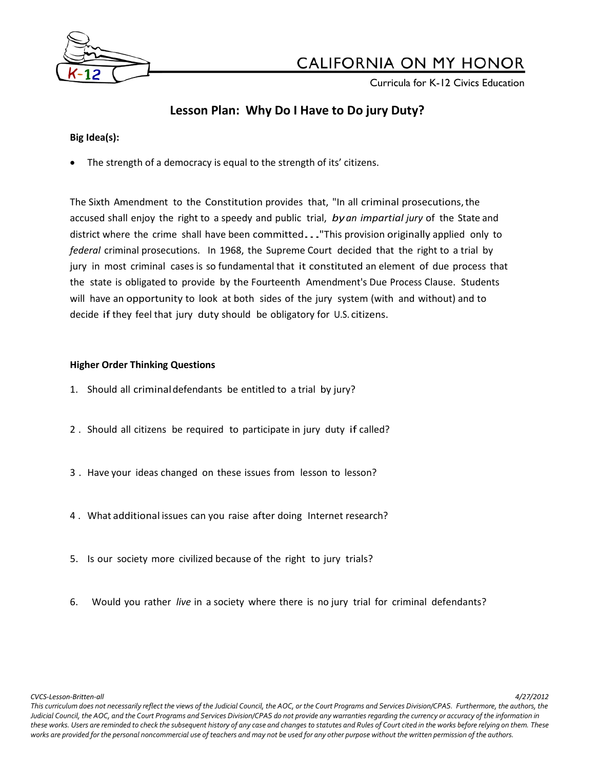# Lesson Plan: Why Do I Have to Do jury Duty?

**Big Idea(s):**

- The strength of a democracy is equal to the strength of its' citizens.

The Sixth Amendment to the Constitution provides that, "In all criminal prosecutions, the accused shall enjoy the right to a speedy and public trial, *by an impartial jury* of the State and district where the crime shall have been committed..."This provision originally applied only to *federal* criminal prosecutions. In 1968, the Supreme Court decided that the right to a trial by jury in most criminal cases is so fundamental that it constituted an element of due process that the state is obligated to provide by the Fourteenth Amendment's Due Process Clause. Students will have an opportunity to look at both sides of the jury system (with and without) and to decide if they feel that jury duty should be obligatory for U.S. citizens.

**Higher Order Thinking Questions**

1. Should all criminal defendants be entitled to a trial by jury?
2. Should all citizens be required to participate in jury duty if called?
3. Have your ideas changed on these issues from lesson to lesson?
4. What additional issues can you raise after doing Internet research?
5. Is our society more civilized because of the right to jury trials?
6. Would you rather *live* in a society where there is no jury trial for criminal defendants?

*This curriculum does not necessarily reflect the views of the Judicial Council, the AOC, or the Court Programs and Services Division/CPAS. Furthermore, the authors, the Judicial Council, the AOC, and the Court Programs and Services Division/CPAS do not provide any warranties regarding the currency or accuracy of the information in these works. Users are reminded to check the subsequent history of any case and changes to statutes and Rules of Court cited in the works before relying on them. These works are provided for the personal noncommercial use of teachers and may not be used for any other purpose without the written permission of the authors.*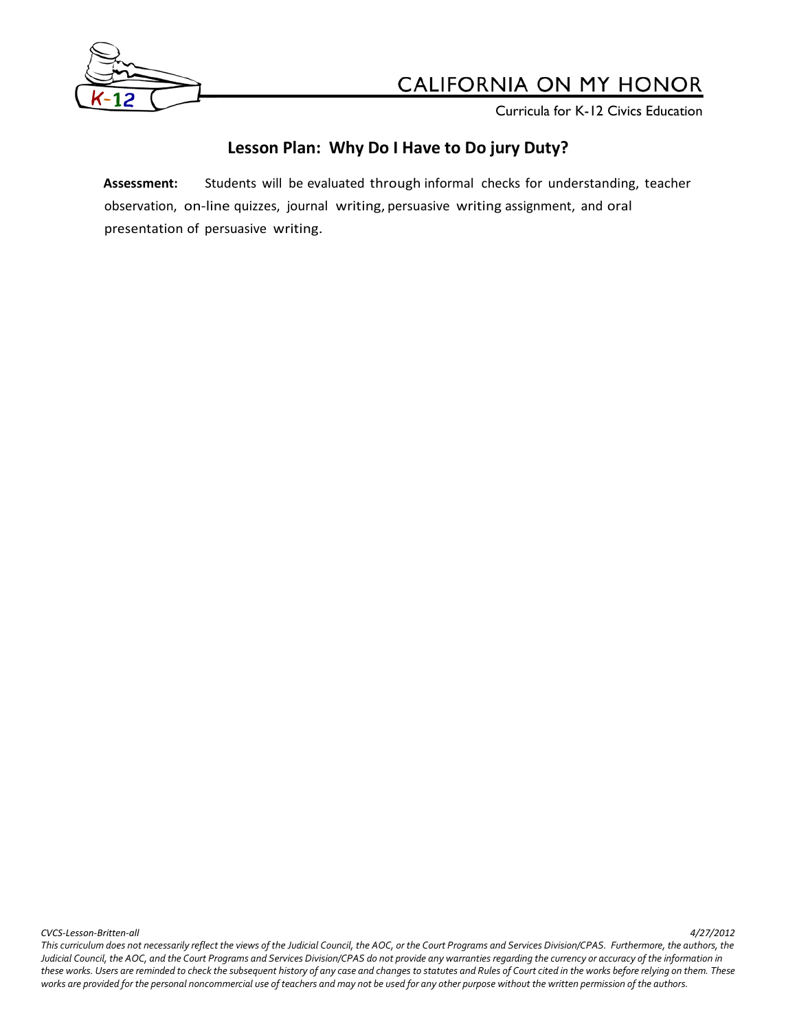## Lesson Plan: Why Do I Have to Do jury Duty?

**Assessment:** Students will be evaluated through informal checks for understanding, teacher observation, on-line quizzes, journal writing, persuasive writing assignment, and oral presentation of persuasive writing.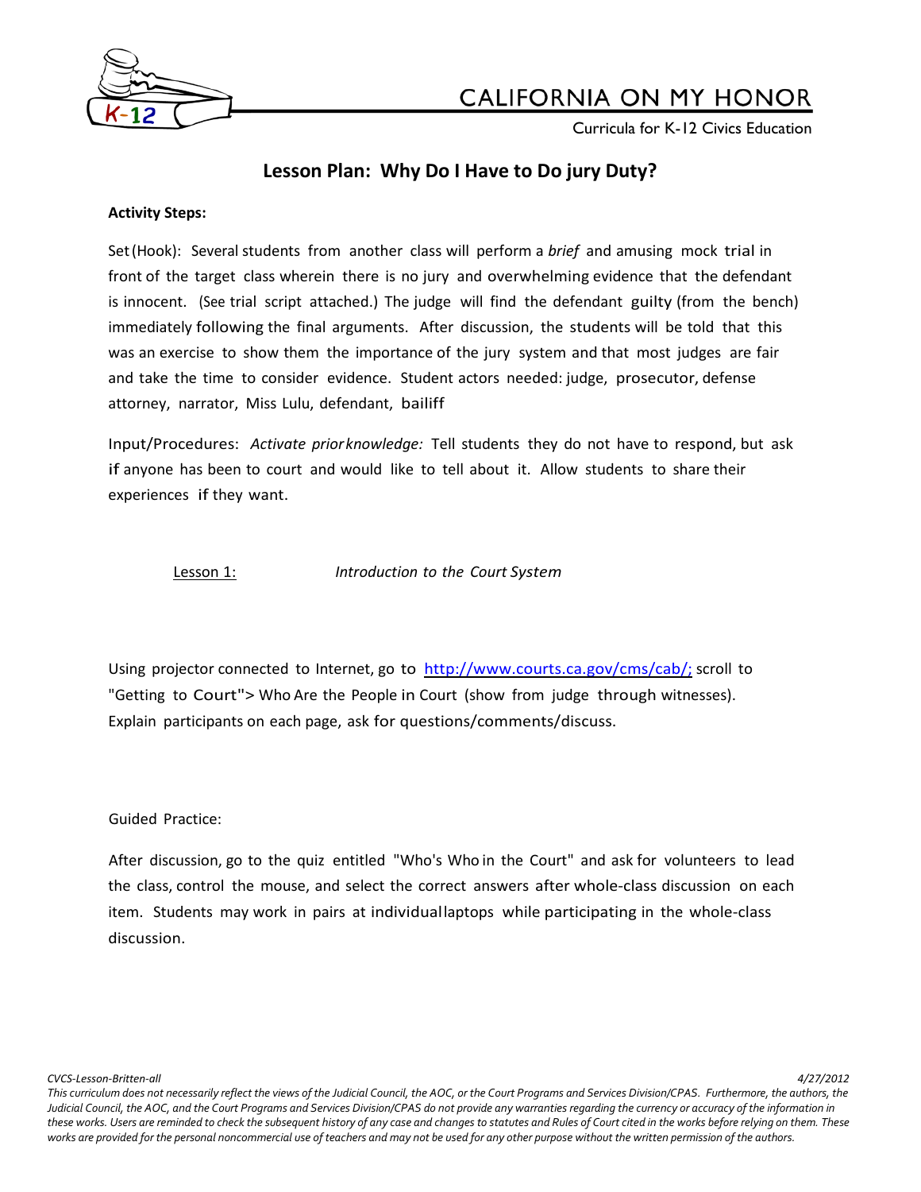## Lesson Plan: Why Do I Have to Do jury Duty?

**Activity Steps:**

Set (Hook): Several students from another class will perform a *brief* and amusing mock trial in front of the target class wherein there is no jury and overwhelming evidence that the defendant is innocent. (See trial script attached.) The judge will find the defendant guilty (from the bench) immediately following the final arguments. After discussion, the students will be told that this was an exercise to show them the importance of the jury system and that most judges are fair and take the time to consider evidence. Student actors needed: judge, prosecutor, defense attorney, narrator, Miss Lulu, defendant, bailiff

Input/Procedures: *Activate prior knowledge:* Tell students they do not have to respond, but ask if anyone has been to court and would like to tell about it. Allow students to share their experiences if they want.

Lesson 1: *Introduction to the Court System*

Using projector connected to Internet, go to http://www.courts.ca.gov/cms/cab/; scroll to "Getting to Court"> Who Are the People in Court (show from judge through witnesses). Explain participants on each page, ask for questions/comments/discuss.

Guided Practice:

After discussion, go to the quiz entitled "Who's Who in the Court" and ask for volunteers to lead the class, control the mouse, and select the correct answers after whole-class discussion on each item. Students may work in pairs at individual laptops while participating in the whole-class discussion.

*This curriculum does not necessarily reflect the views of the Judicial Council, the AOC, or the Court Programs and Services Division/CPAS. Furthermore, the authors, the Judicial Council, the AOC, and the Court Programs and Services Division/CPAS do not provide any warranties regarding the currency or accuracy of the information in these works. Users are reminded to check the subsequent history of any case and changes to statutes and Rules of Court cited in the works before relying on them. These works are provided for the personal noncommercial use of teachers and may not be used for any other purpose without the written permission of the authors.*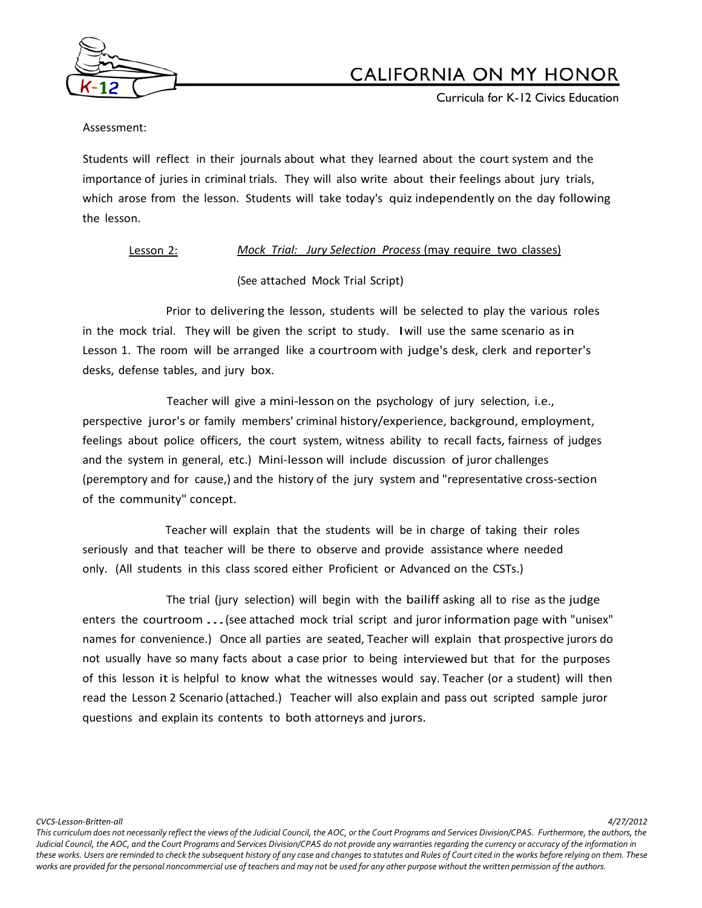Assessment:

Students will reflect in their journals about what they learned about the court system and the importance of juries in criminal trials. They will also write about their feelings about jury trials, which arose from the lesson. Students will take today's quiz independently on the day following the lesson.

Lesson 2: *Mock Trial: Jury Selection Process* (may require two classes)

(See attached Mock Trial Script)

Prior to delivering the lesson, students will be selected to play the various roles in the mock trial. They will be given the script to study. I will use the same scenario as in Lesson 1. The room will be arranged like a courtroom with judge's desk, clerk and reporter's desks, defense tables, and jury box.

Teacher will give a mini-lesson on the psychology of jury selection, i.e., perspective juror's or family members' criminal history/experience, background, employment, feelings about police officers, the court system, witness ability to recall facts, fairness of judges and the system in general, etc.) Mini-lesson will include discussion of juror challenges (peremptory and for cause,) and the history of the jury system and "representative cross-section of the community" concept.

Teacher will explain that the students will be in charge of taking their roles seriously and that teacher will be there to observe and provide assistance where needed only. (All students in this class scored either Proficient or Advanced on the CSTs.)

The trial (jury selection) will begin with the bailiff asking all to rise as the judge enters the courtroom ... (see attached mock trial script and juror information page with "unisex" names for convenience.) Once all parties are seated, Teacher will explain that prospective jurors do not usually have so many facts about a case prior to being interviewed but that for the purposes of this lesson it is helpful to know what the witnesses would say. Teacher (or a student) will then read the Lesson 2 Scenario (attached.) Teacher will also explain and pass out scripted sample juror questions and explain its contents to both attorneys and jurors.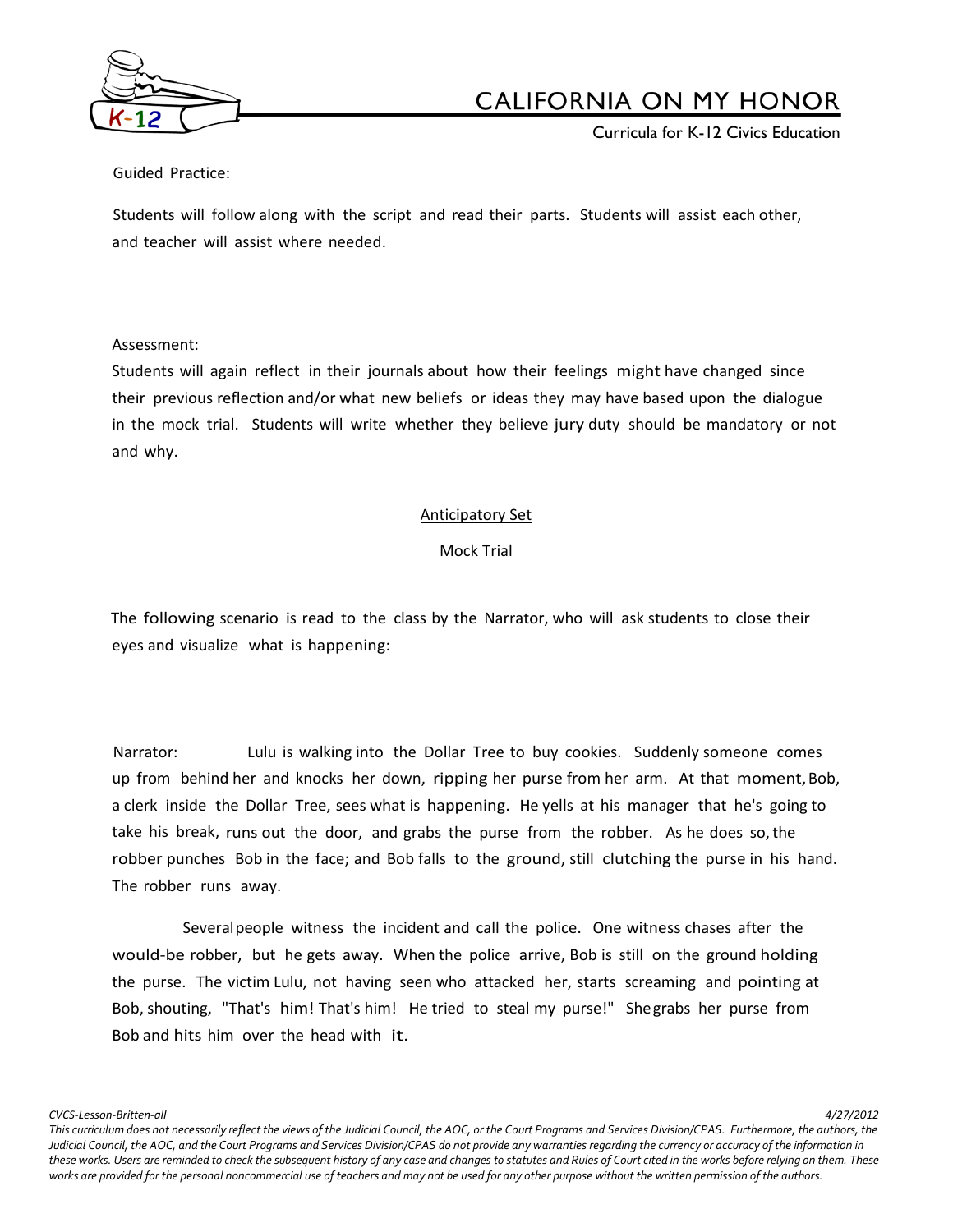Guided Practice:

Students will follow along with the script and read their parts. Students will assist each other, and teacher will assist where needed.

Assessment:

Students will again reflect in their journals about how their feelings might have changed since their previous reflection and/or what new beliefs or ideas they may have based upon the dialogue in the mock trial. Students will write whether they believe jury duty should be mandatory or not and why.

## Anticipatory Set

## Mock Trial

The following scenario is read to the class by the Narrator, who will ask students to close their eyes and visualize what is happening:

Narrator: Lulu is walking into the Dollar Tree to buy cookies. Suddenly someone comes up from behind her and knocks her down, ripping her purse from her arm. At that moment, Bob, a clerk inside the Dollar Tree, sees what is happening. He yells at his manager that he's going to take his break, runs out the door, and grabs the purse from the robber. As he does so, the robber punches Bob in the face; and Bob falls to the ground, still clutching the purse in his hand. The robber runs away.

Several people witness the incident and call the police. One witness chases after the would-be robber, but he gets away. When the police arrive, Bob is still on the ground holding the purse. The victim Lulu, not having seen who attacked her, starts screaming and pointing at Bob, shouting, "That's him! That's him! He tried to steal my purse!" She grabs her purse from Bob and hits him over the head with it.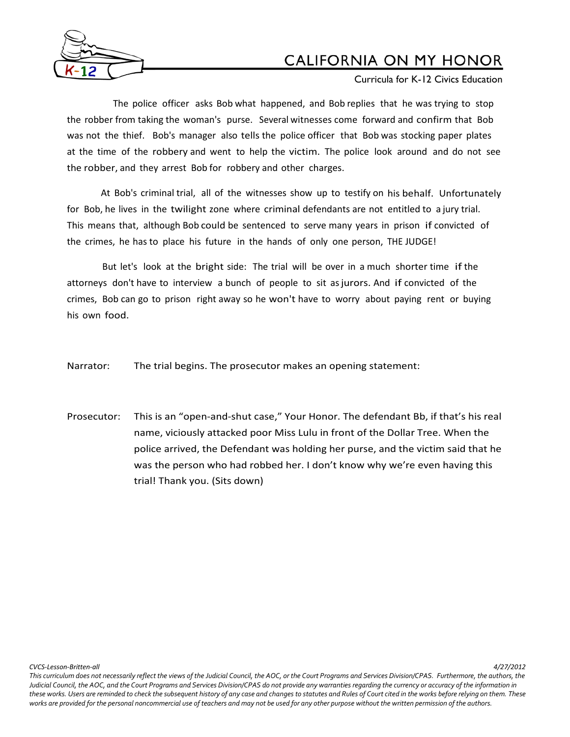The police officer asks Bob what happened, and Bob replies that he was trying to stop the robber from taking the woman's purse. Several witnesses come forward and confirm that Bob was not the thief. Bob's manager also tells the police officer that Bob was stocking paper plates at the time of the robbery and went to help the victim. The police look around and do not see the robber, and they arrest Bob for robbery and other charges.

At Bob's criminal trial, all of the witnesses show up to testify on his behalf. Unfortunately for Bob, he lives in the twilight zone where criminal defendants are not entitled to a jury trial. This means that, although Bob could be sentenced to serve many years in prison if convicted of the crimes, he has to place his future in the hands of only one person, THE JUDGE!

But let's look at the bright side: The trial will be over in a much shorter time if the attorneys don't have to interview a bunch of people to sit as jurors. And if convicted of the crimes, Bob can go to prison right away so he won't have to worry about paying rent or buying his own food.

Narrator: The trial begins. The prosecutor makes an opening statement:

Prosecutor: This is an "open-and-shut case," Your Honor. The defendant Bb, if that's his real name, viciously attacked poor Miss Lulu in front of the Dollar Tree. When the police arrived, the Defendant was holding her purse, and the victim said that he was the person who had robbed her. I don't know why we're even having this trial! Thank you. (Sits down)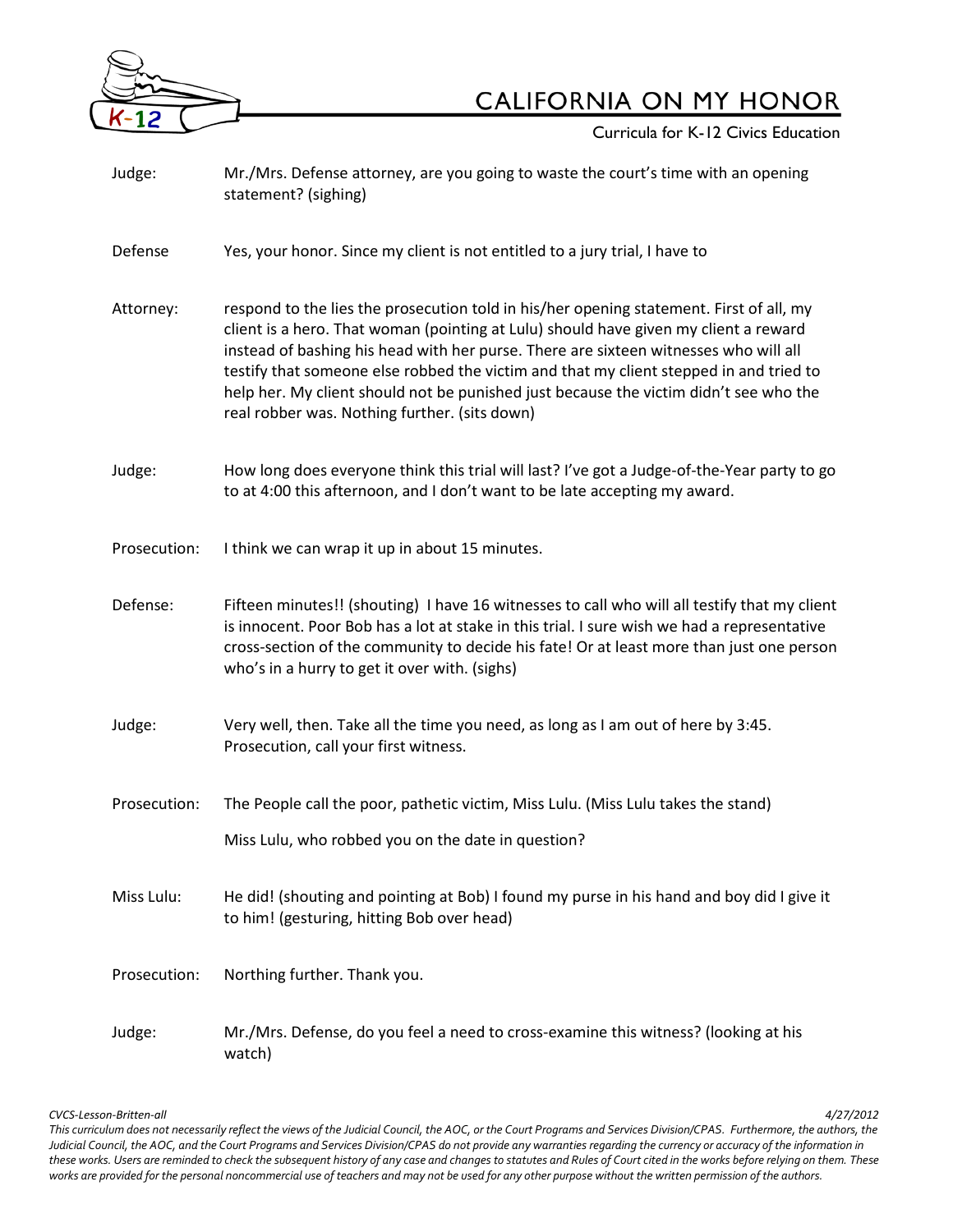Judge: Mr./Mrs. Defense attorney, are you going to waste the court's time with an opening statement? (sighing)

Defense Attorney: Yes, your honor. Since my client is not entitled to a jury trial, I have to respond to the lies the prosecution told in his/her opening statement. First of all, my client is a hero. That woman (pointing at Lulu) should have given my client a reward instead of bashing his head with her purse. There are sixteen witnesses who will all testify that someone else robbed the victim and that my client stepped in and tried to help her. My client should not be punished just because the victim didn't see who the real robber was. Nothing further. (sits down)

Judge: How long does everyone think this trial will last? I've got a Judge-of-the-Year party to go to at 4:00 this afternoon, and I don't want to be late accepting my award.

Prosecution: I think we can wrap it up in about 15 minutes.

Defense: Fifteen minutes!! (shouting) I have 16 witnesses to call who will all testify that my client is innocent. Poor Bob has a lot at stake in this trial. I sure wish we had a representative cross-section of the community to decide his fate! Or at least more than just one person who's in a hurry to get it over with. (sighs)

Judge: Very well, then. Take all the time you need, as long as I am out of here by 3:45. Prosecution, call your first witness.

Prosecution: The People call the poor, pathetic victim, Miss Lulu. (Miss Lulu takes the stand)

Miss Lulu, who robbed you on the date in question?

Miss Lulu: He did! (shouting and pointing at Bob) I found my purse in his hand and boy did I give it to him! (gesturing, hitting Bob over head)

Prosecution: Northing further. Thank you.

Judge: Mr./Mrs. Defense, do you feel a need to cross-examine this witness? (looking at his watch)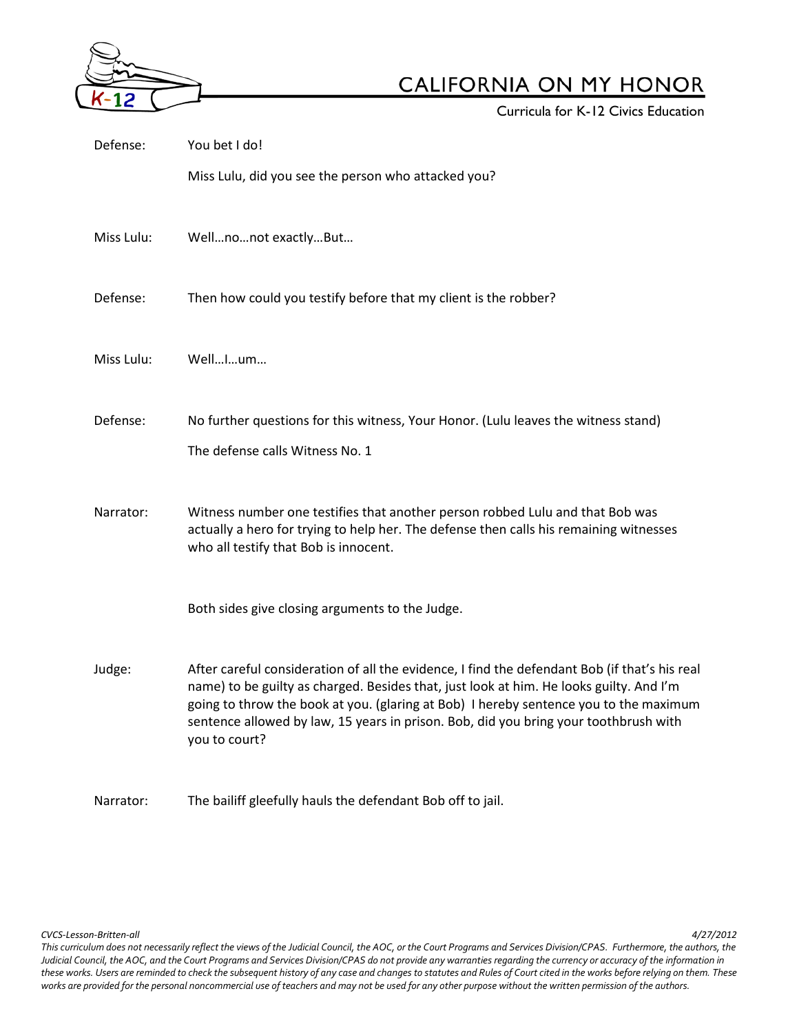| | |
|---|---|
| Defense: | You bet I do! |
| | Miss Lulu, did you see the person who attacked you? |
| Miss Lulu: | Well…no…not exactly…But… |
| Defense: | Then how could you testify before that my client is the robber? |
| Miss Lulu: | Well…I…um… |
| Defense: | No further questions for this witness, Your Honor. (Lulu leaves the witness stand) |
| | The defense calls Witness No. 1 |
| Narrator: | Witness number one testifies that another person robbed Lulu and that Bob was actually a hero for trying to help her. The defense then calls his remaining witnesses who all testify that Bob is innocent. |
| | Both sides give closing arguments to the Judge. |
| Judge: | After careful consideration of all the evidence, I find the defendant Bob (if that's his real name) to be guilty as charged. Besides that, just look at him. He looks guilty. And I'm going to throw the book at you. (glaring at Bob) I hereby sentence you to the maximum sentence allowed by law, 15 years in prison. Bob, did you bring your toothbrush with you to court? |
| Narrator: | The bailiff gleefully hauls the defendant Bob off to jail. |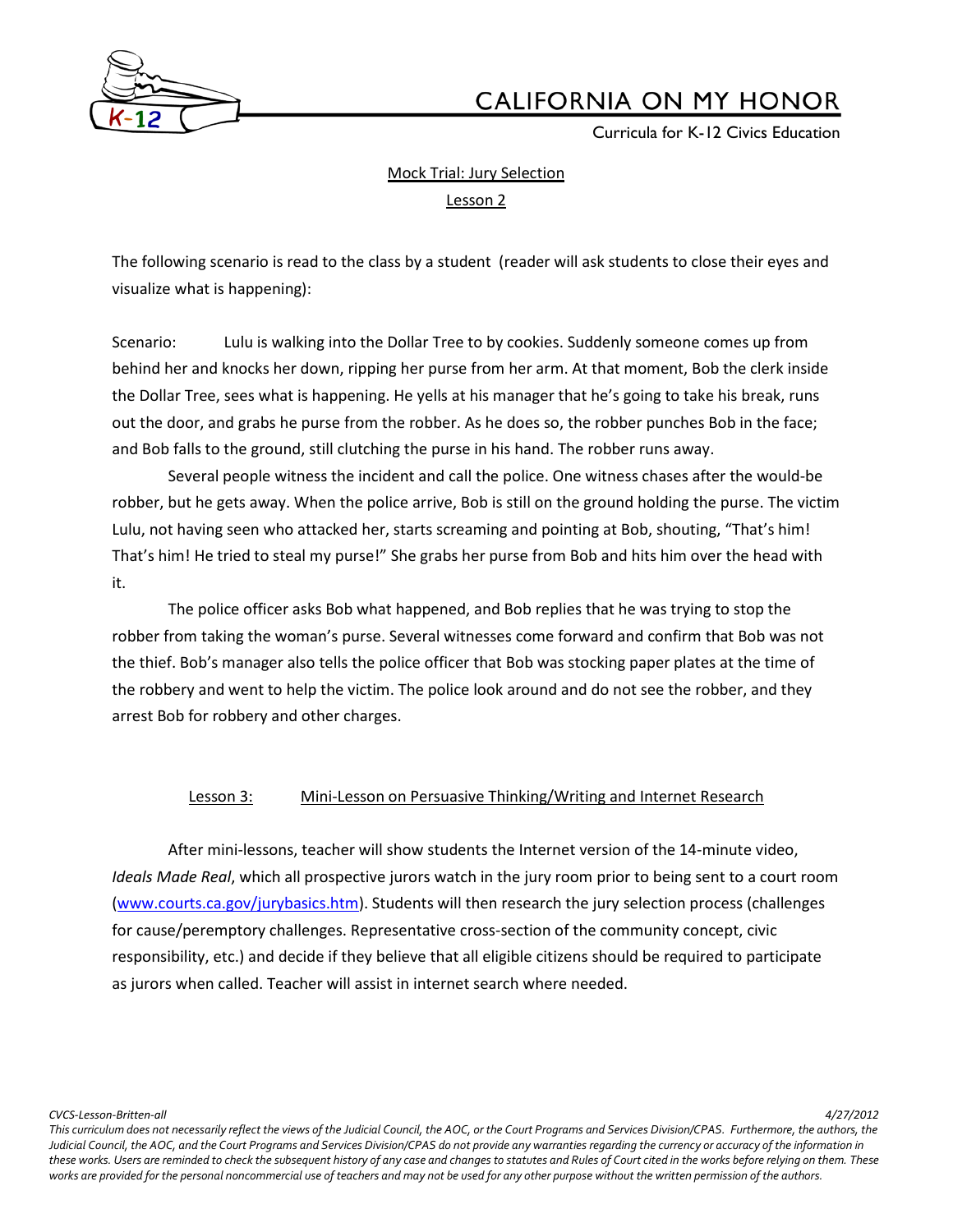Mock Trial: Jury Selection

Lesson 2

The following scenario is read to the class by a student (reader will ask students to close their eyes and visualize what is happening):

Scenario: Lulu is walking into the Dollar Tree to by cookies. Suddenly someone comes up from behind her and knocks her down, ripping her purse from her arm. At that moment, Bob the clerk inside the Dollar Tree, sees what is happening. He yells at his manager that he's going to take his break, runs out the door, and grabs he purse from the robber. As he does so, the robber punches Bob in the face; and Bob falls to the ground, still clutching the purse in his hand. The robber runs away.

Several people witness the incident and call the police. One witness chases after the would-be robber, but he gets away. When the police arrive, Bob is still on the ground holding the purse. The victim Lulu, not having seen who attacked her, starts screaming and pointing at Bob, shouting, "That's him! That's him! He tried to steal my purse!" She grabs her purse from Bob and hits him over the head with it.

The police officer asks Bob what happened, and Bob replies that he was trying to stop the robber from taking the woman's purse. Several witnesses come forward and confirm that Bob was not the thief. Bob's manager also tells the police officer that Bob was stocking paper plates at the time of the robbery and went to help the victim. The police look around and do not see the robber, and they arrest Bob for robbery and other charges.

Lesson 3: Mini-Lesson on Persuasive Thinking/Writing and Internet Research

After mini-lessons, teacher will show students the Internet version of the 14-minute video, *Ideals Made Real*, which all prospective jurors watch in the jury room prior to being sent to a court room (www.courts.ca.gov/jurybasics.htm). Students will then research the jury selection process (challenges for cause/peremptory challenges. Representative cross-section of the community concept, civic responsibility, etc.) and decide if they believe that all eligible citizens should be required to participate as jurors when called. Teacher will assist in internet search where needed.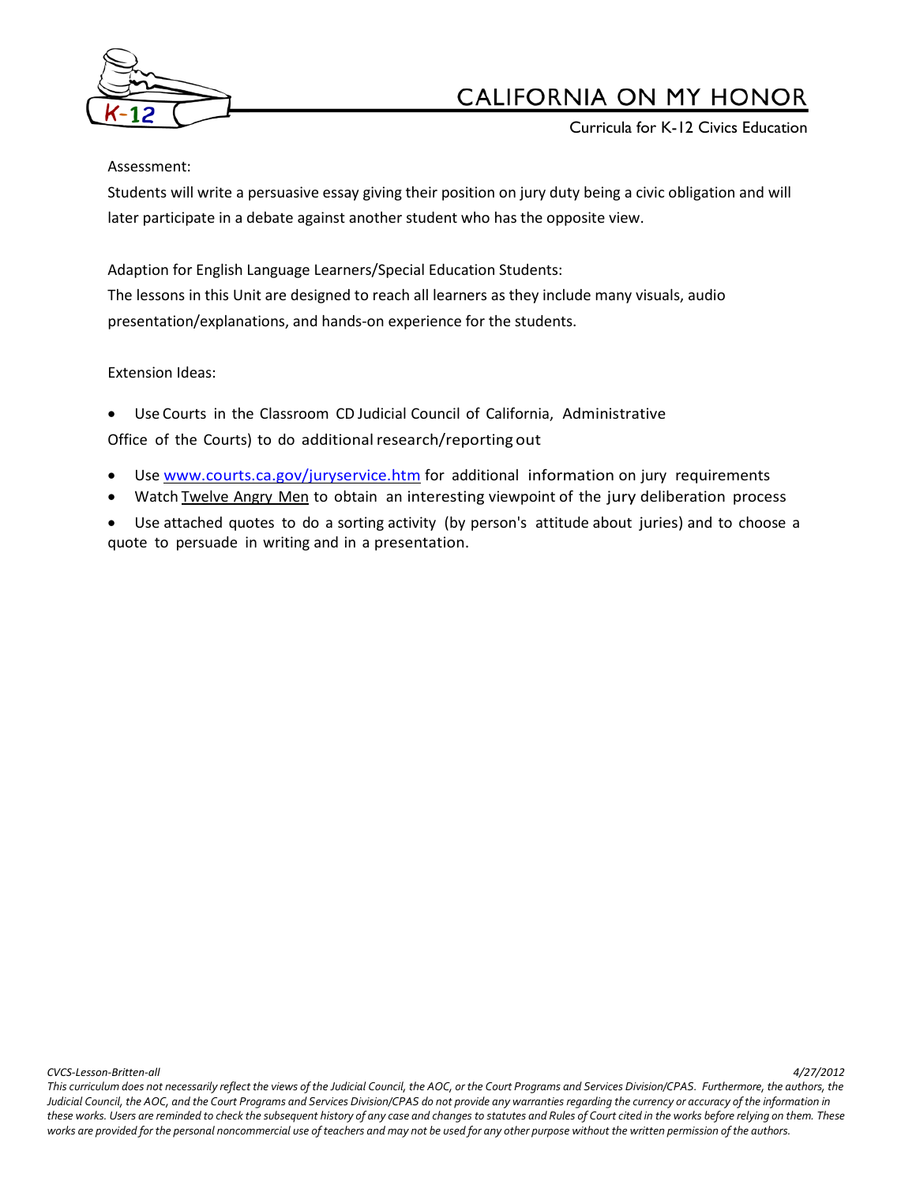Assessment:

Students will write a persuasive essay giving their position on jury duty being a civic obligation and will later participate in a debate against another student who has the opposite view.

Adaption for English Language Learners/Special Education Students:

The lessons in this Unit are designed to reach all learners as they include many visuals, audio presentation/explanations, and hands-on experience for the students.

Extension Ideas:

- Use Courts in the Classroom CD Judicial Council of California, Administrative Office of the Courts) to do additional research/reporting out
- Use www.courts.ca.gov/juryservice.htm for additional information on jury requirements
- Watch Twelve Angry Men to obtain an interesting viewpoint of the jury deliberation process
- Use attached quotes to do a sorting activity (by person's attitude about juries) and to choose a quote to persuade in writing and in a presentation.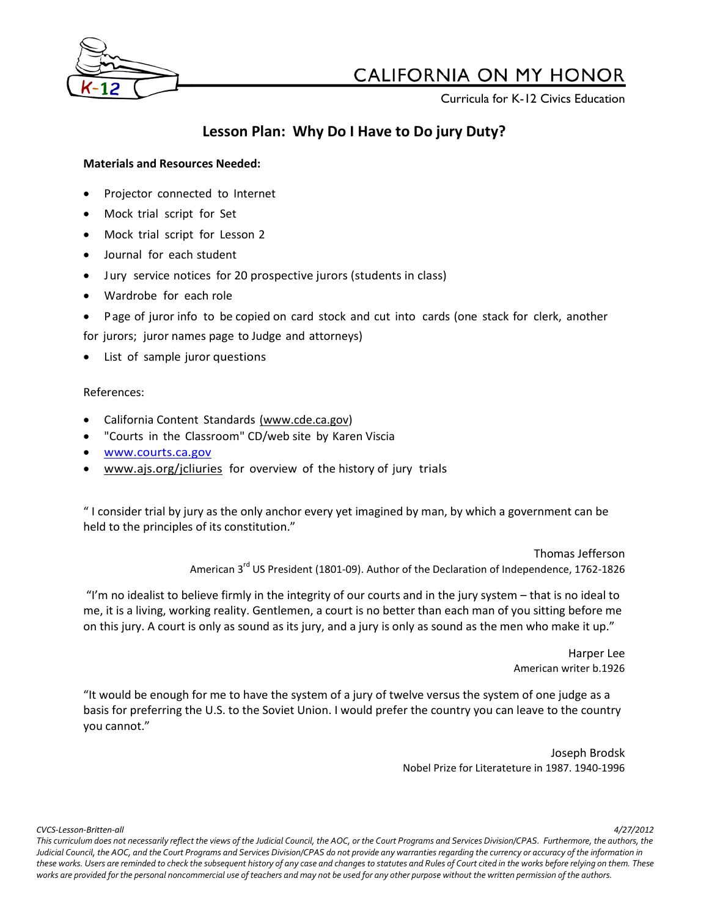## Lesson Plan: Why Do I Have to Do jury Duty?

**Materials and Resources Needed:**

- Projector connected to Internet
- Mock trial script for Set
- Mock trial script for Lesson 2
- Journal for each student
- Jury service notices for 20 prospective jurors (students in class)
- Wardrobe for each role
- Page of juror info to be copied on card stock and cut into cards (one stack for clerk, another for jurors; juror names page to Judge and attorneys)
- List of sample juror questions

References:

- California Content Standards (www.cde.ca.gov)
- "Courts in the Classroom" CD/web site by Karen Viscia
- www.courts.ca.gov
- www.ajs.org/jcliuries for overview of the history of jury trials

" I consider trial by jury as the only anchor every yet imagined by man, by which a government can be held to the principles of its constitution."

Thomas Jefferson
American 3rd US President (1801-09). Author of the Declaration of Independence, 1762-1826

"I'm no idealist to believe firmly in the integrity of our courts and in the jury system – that is no ideal to me, it is a living, working reality. Gentlemen, a court is no better than each man of you sitting before me on this jury. A court is only as sound as its jury, and a jury is only as sound as the men who make it up."

Harper Lee
American writer b.1926

"It would be enough for me to have the system of a jury of twelve versus the system of one judge as a basis for preferring the U.S. to the Soviet Union. I would prefer the country you can leave to the country you cannot."

Joseph Brodsk
Nobel Prize for Literateture in 1987. 1940-1996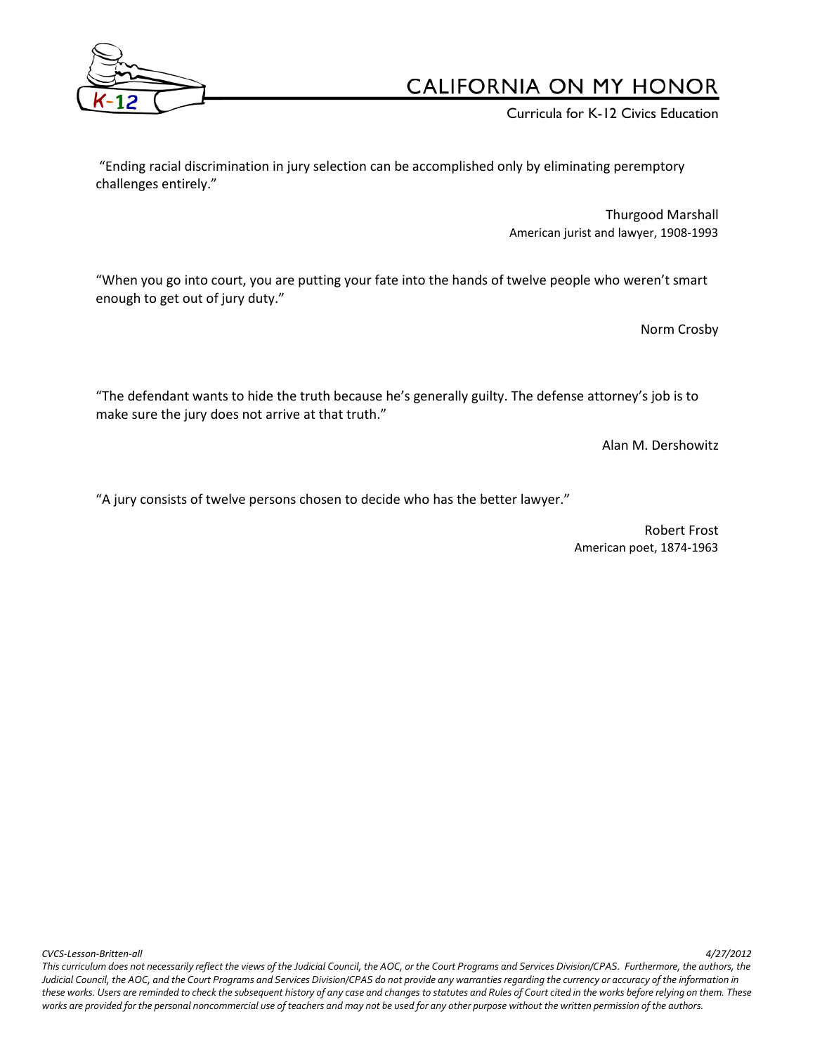"Ending racial discrimination in jury selection can be accomplished only by eliminating peremptory challenges entirely."

Thurgood Marshall
American jurist and lawyer, 1908-1993

"When you go into court, you are putting your fate into the hands of twelve people who weren't smart enough to get out of jury duty."

Norm Crosby

"The defendant wants to hide the truth because he's generally guilty. The defense attorney's job is to make sure the jury does not arrive at that truth."

Alan M. Dershowitz

"A jury consists of twelve persons chosen to decide who has the better lawyer."

Robert Frost
American poet, 1874-1963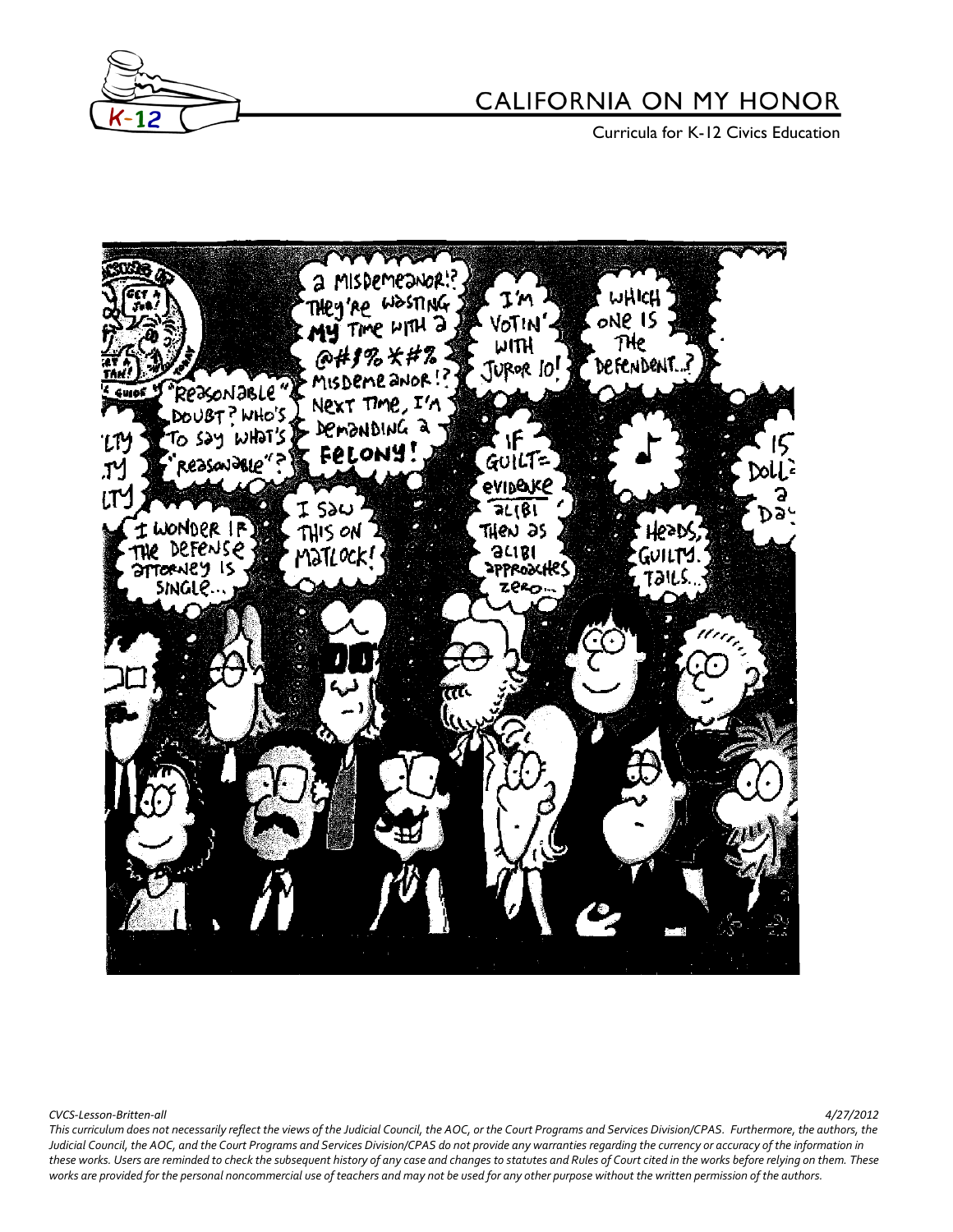A MISDEMEANOR!? THEY'RE WASTING MY TIME WITH A @#$% *#% MISDEMEANOR!? NEXT TIME, I'M DEMANDING A FELONY!

I'M VOTIN' WITH JUROR 10!

WHICH ONE IS THE DEFENDANT...?

"REASONABLE" DOUBT? WHO'S TO SAY WHAT'S "REASONABLE"?

IF GUILT = EVIDENCE / ALIBI THEN AS ALIBI APPROACHES ZERO...

I WONDER IF THE DEFENSE ATTORNEY IS SINGLE...

I SAW THIS ON MATLOCK!

HEADS, GUILTY. TAILS...

15 DOLL[ARS] A DAY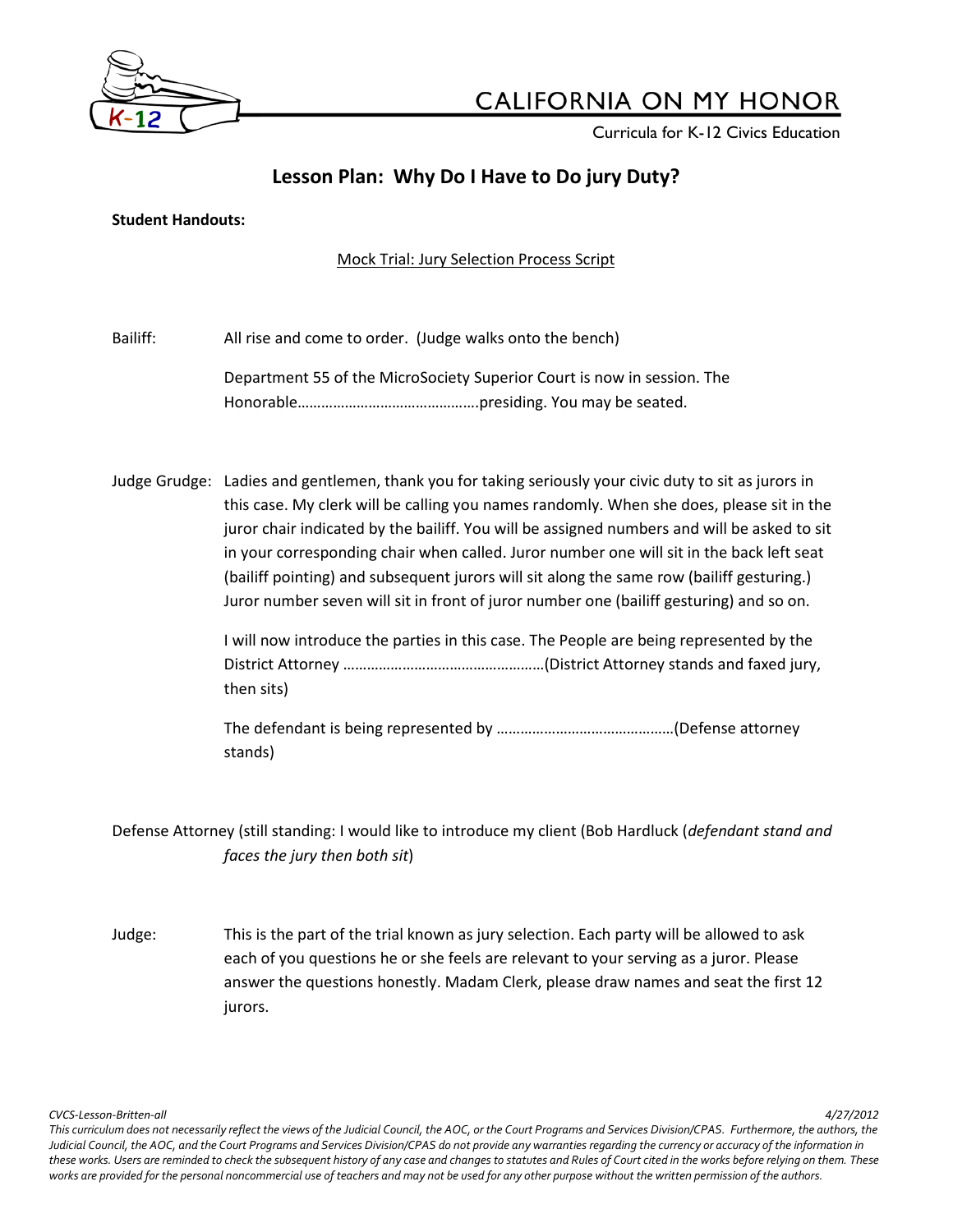## Lesson Plan: Why Do I Have to Do jury Duty?

**Student Handouts:**

Mock Trial: Jury Selection Process Script

Bailiff: All rise and come to order. (Judge walks onto the bench)

Department 55 of the MicroSociety Superior Court is now in session. The Honorable……………………………………..presiding. You may be seated.

Judge Grudge: Ladies and gentlemen, thank you for taking seriously your civic duty to sit as jurors in this case. My clerk will be calling you names randomly. When she does, please sit in the juror chair indicated by the bailiff. You will be assigned numbers and will be asked to sit in your corresponding chair when called. Juror number one will sit in the back left seat (bailiff pointing) and subsequent jurors will sit along the same row (bailiff gesturing.) Juror number seven will sit in front of juror number one (bailiff gesturing) and so on.

I will now introduce the parties in this case. The People are being represented by the District Attorney ……………………………………………(District Attorney stands and faxed jury, then sits)

The defendant is being represented by ………………………………………(Defense attorney stands)

Defense Attorney (still standing: I would like to introduce my client (Bob Hardluck (*defendant stand and faces the jury then both sit*)

Judge: This is the part of the trial known as jury selection. Each party will be allowed to ask each of you questions he or she feels are relevant to your serving as a juror. Please answer the questions honestly. Madam Clerk, please draw names and seat the first 12 jurors.

*CVCS-Lesson-Britten-all* *4/27/2012*

*This curriculum does not necessarily reflect the views of the Judicial Council, the AOC, or the Court Programs and Services Division/CPAS. Furthermore, the authors, the Judicial Council, the AOC, and the Court Programs and Services Division/CPAS do not provide any warranties regarding the currency or accuracy of the information in these works. Users are reminded to check the subsequent history of any case and changes to statutes and Rules of Court cited in the works before relying on them. These works are provided for the personal noncommercial use of teachers and may not be used for any other purpose without the written permission of the authors.*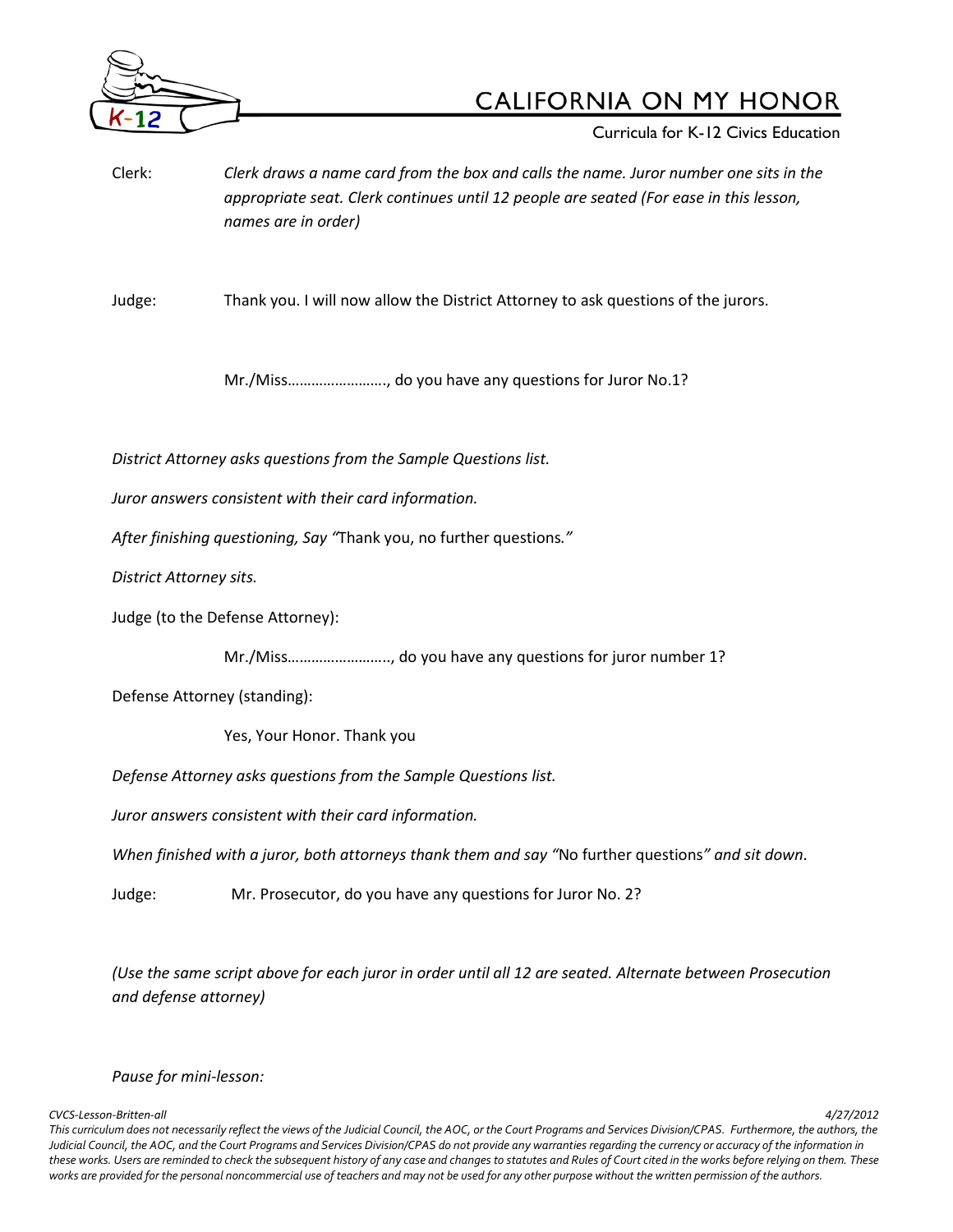Clerk: *Clerk draws a name card from the box and calls the name. Juror number one sits in the appropriate seat. Clerk continues until 12 people are seated (For ease in this lesson, names are in order)*

Judge: Thank you. I will now allow the District Attorney to ask questions of the jurors.

Mr./Miss……………………., do you have any questions for Juror No.1?

*District Attorney asks questions from the Sample Questions list.*

*Juror answers consistent with their card information.*

*After finishing questioning, Say "*Thank you, no further questions*."*

*District Attorney sits.*

Judge (to the Defense Attorney):

Mr./Miss…………………….., do you have any questions for juror number 1?

Defense Attorney (standing):

Yes, Your Honor. Thank you

*Defense Attorney asks questions from the Sample Questions list.*

*Juror answers consistent with their card information.*

*When finished with a juror, both attorneys thank them and say "*No further questions*" and sit down*.

Judge: Mr. Prosecutor, do you have any questions for Juror No. 2?

*(Use the same script above for each juror in order until all 12 are seated. Alternate between Prosecution and defense attorney)*

*Pause for mini-lesson:*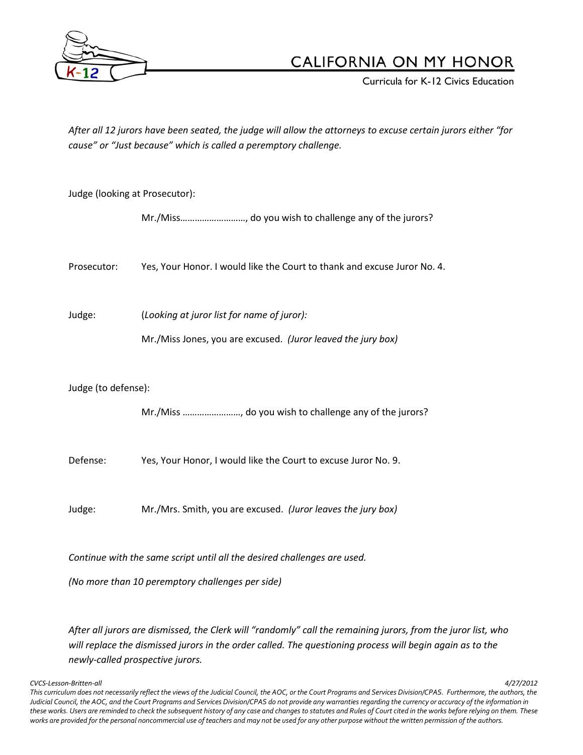*After all 12 jurors have been seated, the judge will allow the attorneys to excuse certain jurors either "for cause" or "Just because" which is called a peremptory challenge.*

Judge (looking at Prosecutor):

Mr./Miss………………………, do you wish to challenge any of the jurors?

Prosecutor: Yes, Your Honor. I would like the Court to thank and excuse Juror No. 4.

Judge: (*Looking at juror list for name of juror):*

Mr./Miss Jones, you are excused. *(Juror leaved the jury box)*

Judge (to defense):

Mr./Miss ……………………, do you wish to challenge any of the jurors?

Defense: Yes, Your Honor, I would like the Court to excuse Juror No. 9.

Judge: Mr./Mrs. Smith, you are excused. *(Juror leaves the jury box)*

*Continue with the same script until all the desired challenges are used.*

*(No more than 10 peremptory challenges per side)*

*After all jurors are dismissed, the Clerk will "randomly" call the remaining jurors, from the juror list, who will replace the dismissed jurors in the order called. The questioning process will begin again as to the newly-called prospective jurors.*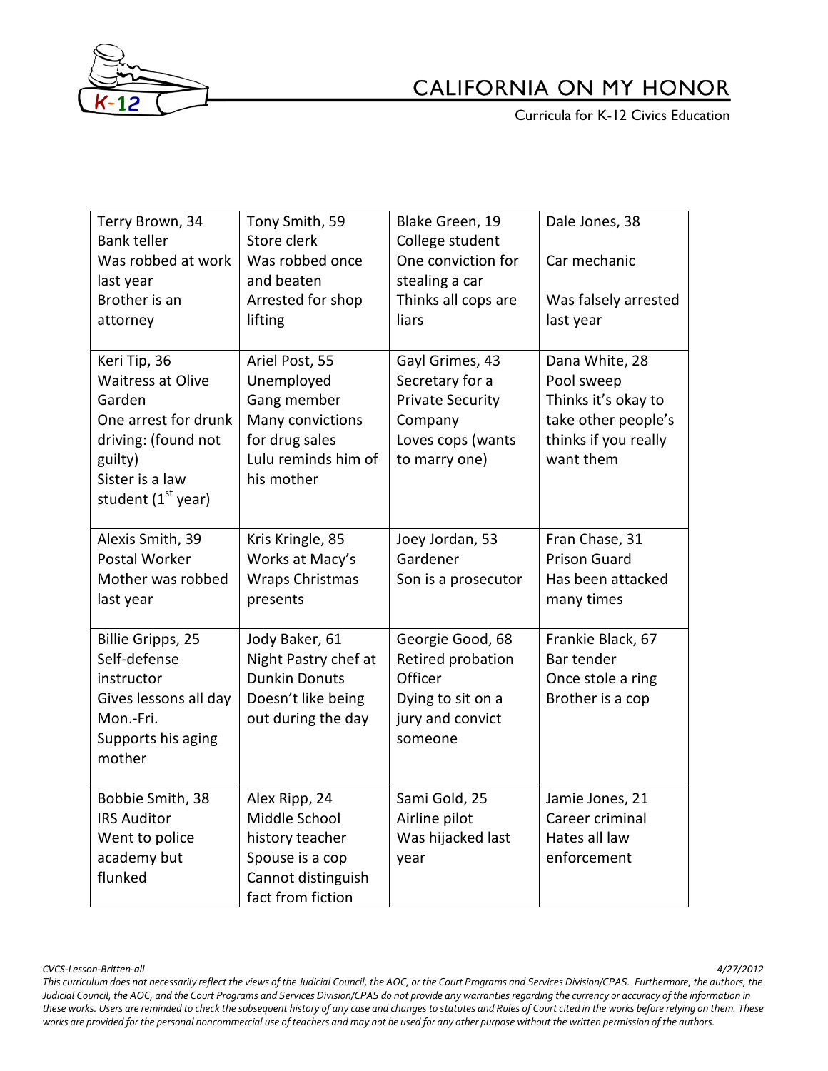| Terry Brown, 34<br>Bank teller<br>Was robbed at work last year<br>Brother is an attorney | Tony Smith, 59<br>Store clerk<br>Was robbed once and beaten<br>Arrested for shop lifting | Blake Green, 19<br>College student<br>One conviction for stealing a car<br>Thinks all cops are liars | Dale Jones, 38<br><br>Car mechanic<br><br>Was falsely arrested last year |
|---|---|---|---|
| Keri Tip, 36<br>Waitress at Olive Garden<br>One arrest for drunk driving: (found not guilty)<br>Sister is a law student (1st year) | Ariel Post, 55<br>Unemployed<br>Gang member<br>Many convictions for drug sales<br>Lulu reminds him of his mother | Gayl Grimes, 43<br>Secretary for a Private Security Company<br>Loves cops (wants to marry one) | Dana White, 28<br>Pool sweep<br>Thinks it's okay to take other people's thinks if you really want them |
| Alexis Smith, 39<br>Postal Worker<br>Mother was robbed last year | Kris Kringle, 85<br>Works at Macy's<br>Wraps Christmas presents | Joey Jordan, 53<br>Gardener<br>Son is a prosecutor | Fran Chase, 31<br>Prison Guard<br>Has been attacked many times |
| Billie Gripps, 25<br>Self-defense instructor<br>Gives lessons all day Mon.-Fri.<br>Supports his aging mother | Jody Baker, 61<br>Night Pastry chef at Dunkin Donuts<br>Doesn't like being out during the day | Georgie Good, 68<br>Retired probation Officer<br>Dying to sit on a jury and convict someone | Frankie Black, 67<br>Bar tender<br>Once stole a ring<br>Brother is a cop |
| Bobbie Smith, 38<br>IRS Auditor<br>Went to police academy but flunked | Alex Ripp, 24<br>Middle School history teacher<br>Spouse is a cop<br>Cannot distinguish fact from fiction | Sami Gold, 25<br>Airline pilot<br>Was hijacked last year | Jamie Jones, 21<br>Career criminal<br>Hates all law enforcement |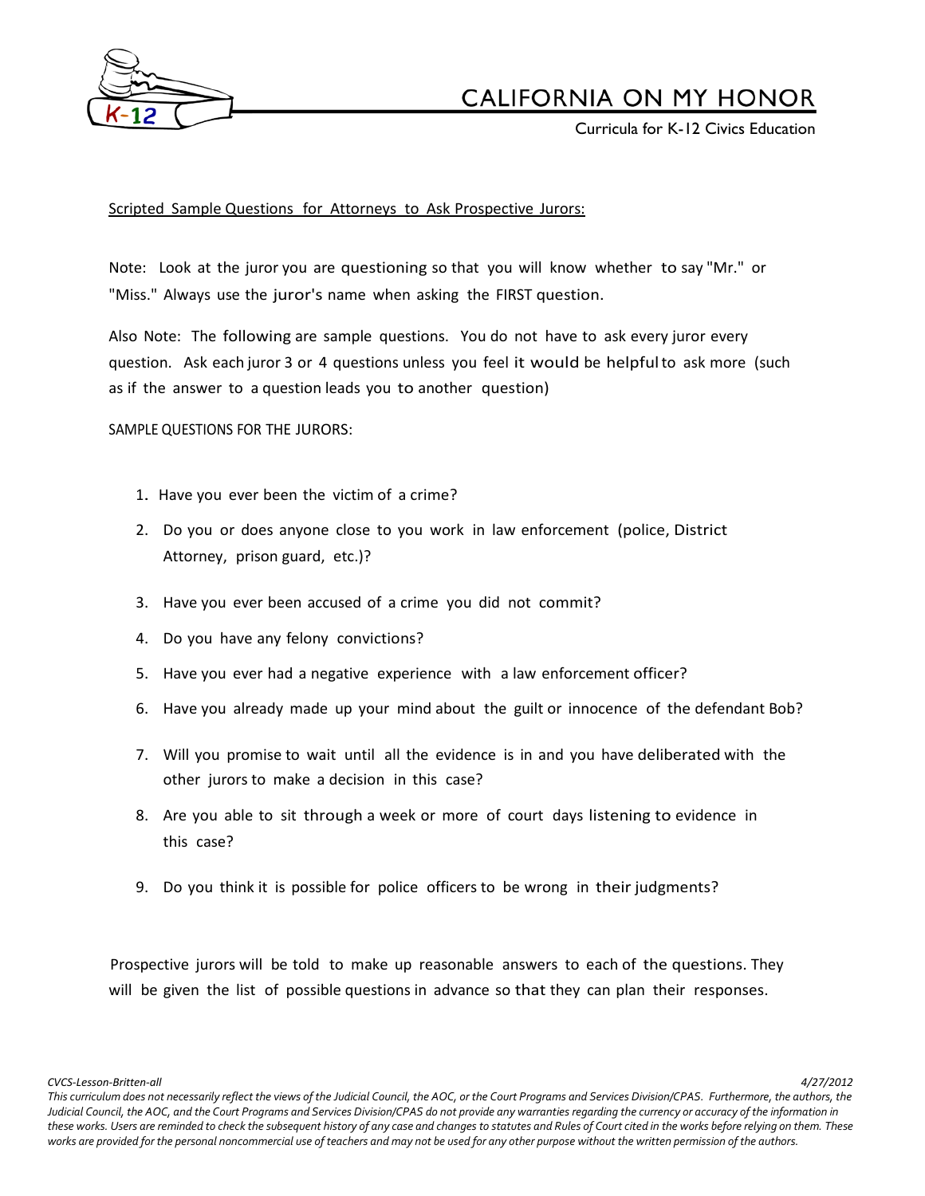Scripted Sample Questions for Attorneys to Ask Prospective Jurors:

Note: Look at the juror you are questioning so that you will know whether to say "Mr." or "Miss." Always use the juror's name when asking the FIRST question.

Also Note: The following are sample questions. You do not have to ask every juror every question. Ask each juror 3 or 4 questions unless you feel it would be helpful to ask more (such as if the answer to a question leads you to another question)

SAMPLE QUESTIONS FOR THE JURORS:

1. Have you ever been the victim of a crime?
2. Do you or does anyone close to you work in law enforcement (police, District Attorney, prison guard, etc.)?
3. Have you ever been accused of a crime you did not commit?
4. Do you have any felony convictions?
5. Have you ever had a negative experience with a law enforcement officer?
6. Have you already made up your mind about the guilt or innocence of the defendant Bob?
7. Will you promise to wait until all the evidence is in and you have deliberated with the other jurors to make a decision in this case?
8. Are you able to sit through a week or more of court days listening to evidence in this case?
9. Do you think it is possible for police officers to be wrong in their judgments?

Prospective jurors will be told to make up reasonable answers to each of the questions. They will be given the list of possible questions in advance so that they can plan their responses.

*This curriculum does not necessarily reflect the views of the Judicial Council, the AOC, or the Court Programs and Services Division/CPAS. Furthermore, the authors, the Judicial Council, the AOC, and the Court Programs and Services Division/CPAS do not provide any warranties regarding the currency or accuracy of the information in these works. Users are reminded to check the subsequent history of any case and changes to statutes and Rules of Court cited in the works before relying on them. These works are provided for the personal noncommercial use of teachers and may not be used for any other purpose without the written permission of the authors.*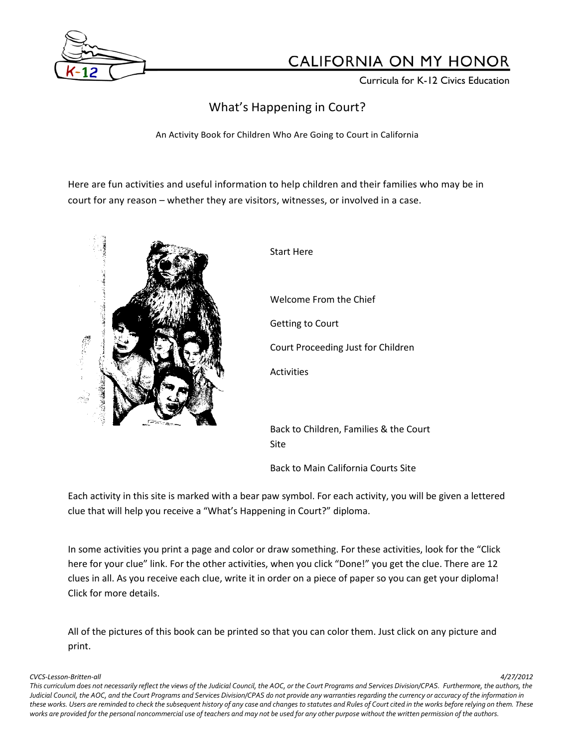# What's Happening in Court?

An Activity Book for Children Who Are Going to Court in California

Here are fun activities and useful information to help children and their families who may be in court for any reason – whether they are visitors, witnesses, or involved in a case.

Start Here

Welcome From the Chief

Getting to Court

Court Proceeding Just for Children

Activities

Back to Children, Families & the Court Site

Back to Main California Courts Site

Each activity in this site is marked with a bear paw symbol. For each activity, you will be given a lettered clue that will help you receive a "What's Happening in Court?" diploma.

In some activities you print a page and color or draw something. For these activities, look for the "Click here for your clue" link. For the other activities, when you click "Done!" you get the clue. There are 12 clues in all. As you receive each clue, write it in order on a piece of paper so you can get your diploma! Click for more details.

All of the pictures of this book can be printed so that you can color them. Just click on any picture and print.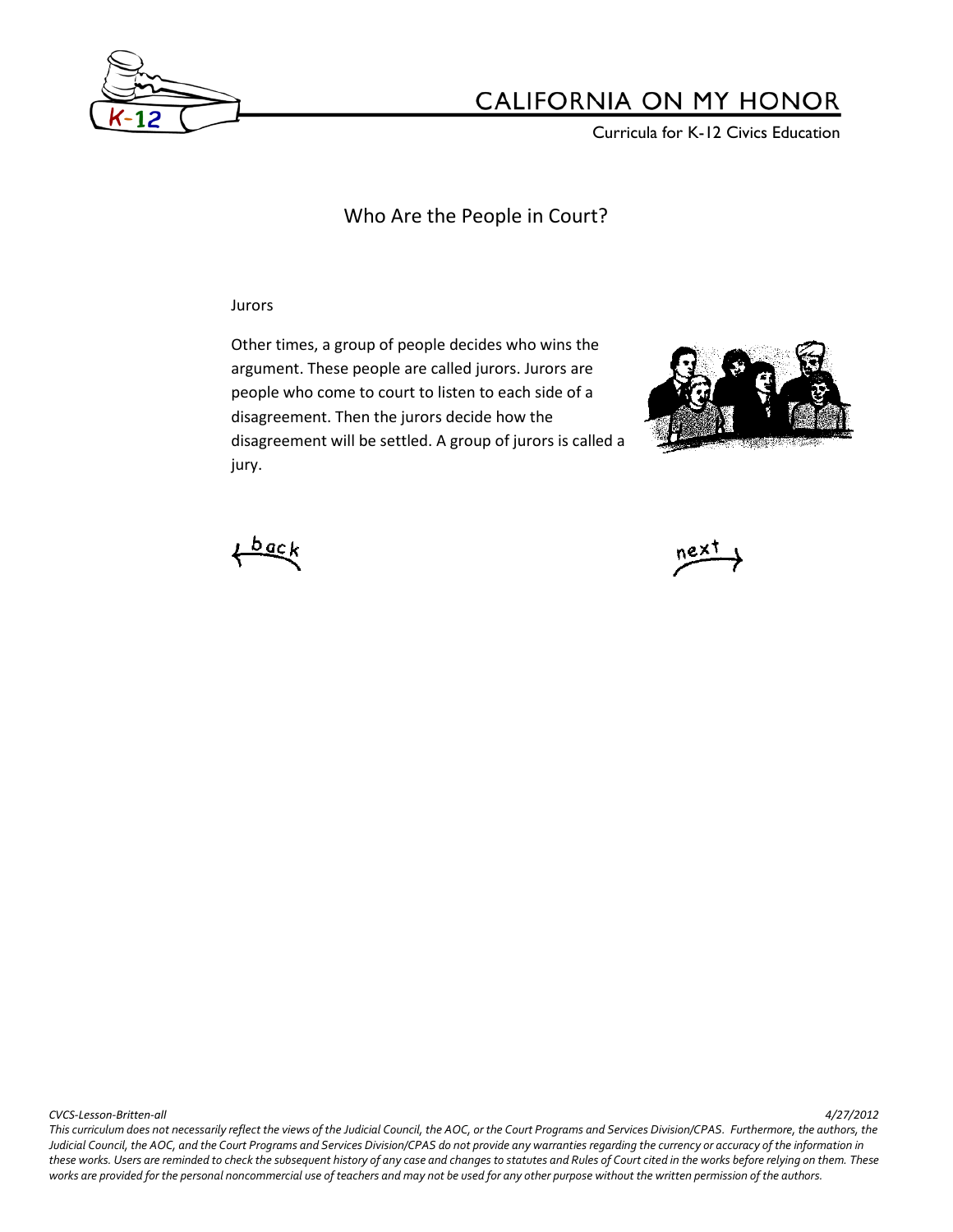## Who Are the People in Court?

Jurors

Other times, a group of people decides who wins the argument. These people are called jurors. Jurors are people who come to court to listen to each side of a disagreement. Then the jurors decide how the disagreement will be settled. A group of jurors is called a jury.

back

next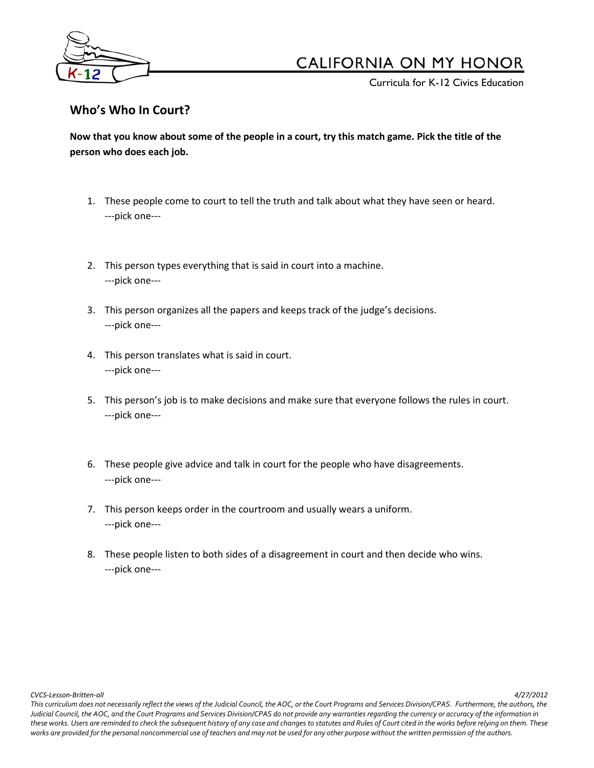## Who's Who In Court?

**Now that you know about some of the people in a court, try this match game. Pick the title of the person who does each job.**

1. These people come to court to tell the truth and talk about what they have seen or heard.
   ---pick one---

2. This person types everything that is said in court into a machine.
   ---pick one---

3. This person organizes all the papers and keeps track of the judge's decisions.
   ---pick one---

4. This person translates what is said in court.
   ---pick one---

5. This person's job is to make decisions and make sure that everyone follows the rules in court.
   ---pick one---

6. These people give advice and talk in court for the people who have disagreements.
   ---pick one---

7. This person keeps order in the courtroom and usually wears a uniform.
   ---pick one---

8. These people listen to both sides of a disagreement in court and then decide who wins.
   ---pick one---

*This curriculum does not necessarily reflect the views of the Judicial Council, the AOC, or the Court Programs and Services Division/CPAS. Furthermore, the authors, the Judicial Council, the AOC, and the Court Programs and Services Division/CPAS do not provide any warranties regarding the currency or accuracy of the information in these works. Users are reminded to check the subsequent history of any case and changes to statutes and Rules of Court cited in the works before relying on them. These works are provided for the personal noncommercial use of teachers and may not be used for any other purpose without the written permission of the authors.*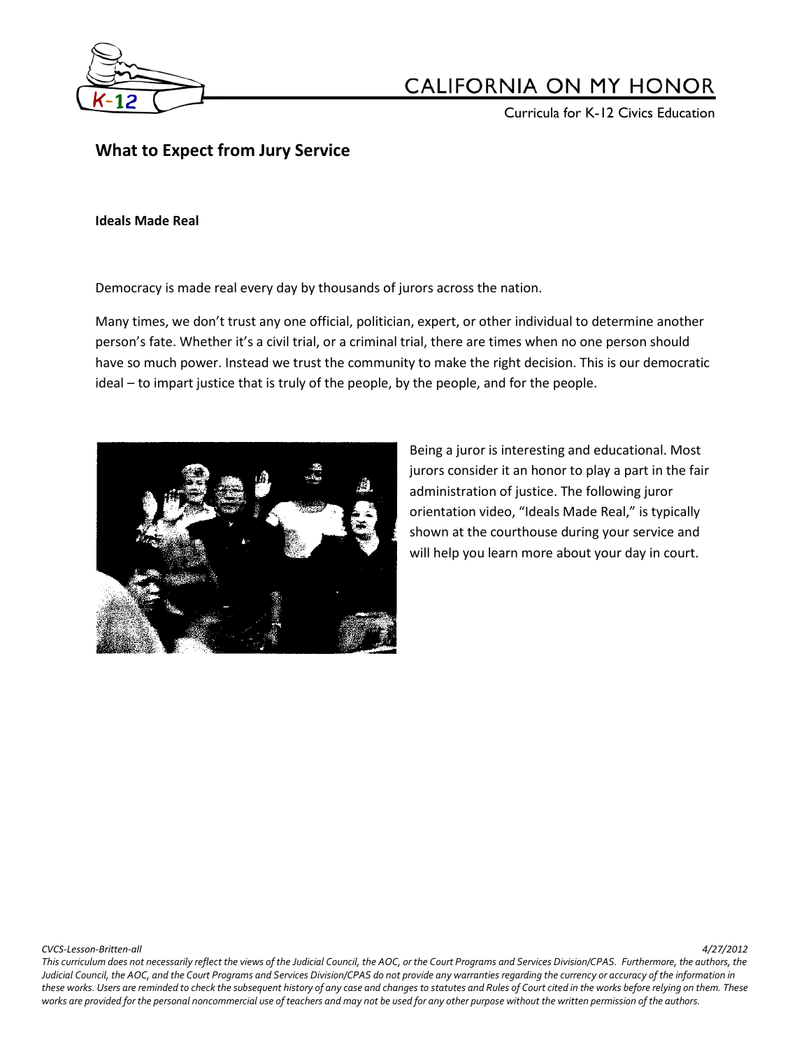## What to Expect from Jury Service

**Ideals Made Real**

Democracy is made real every day by thousands of jurors across the nation.

Many times, we don't trust any one official, politician, expert, or other individual to determine another person's fate. Whether it's a civil trial, or a criminal trial, there are times when no one person should have so much power. Instead we trust the community to make the right decision. This is our democratic ideal – to impart justice that is truly of the people, by the people, and for the people.

Being a juror is interesting and educational. Most jurors consider it an honor to play a part in the fair administration of justice. The following juror orientation video, "Ideals Made Real," is typically shown at the courthouse during your service and will help you learn more about your day in court.